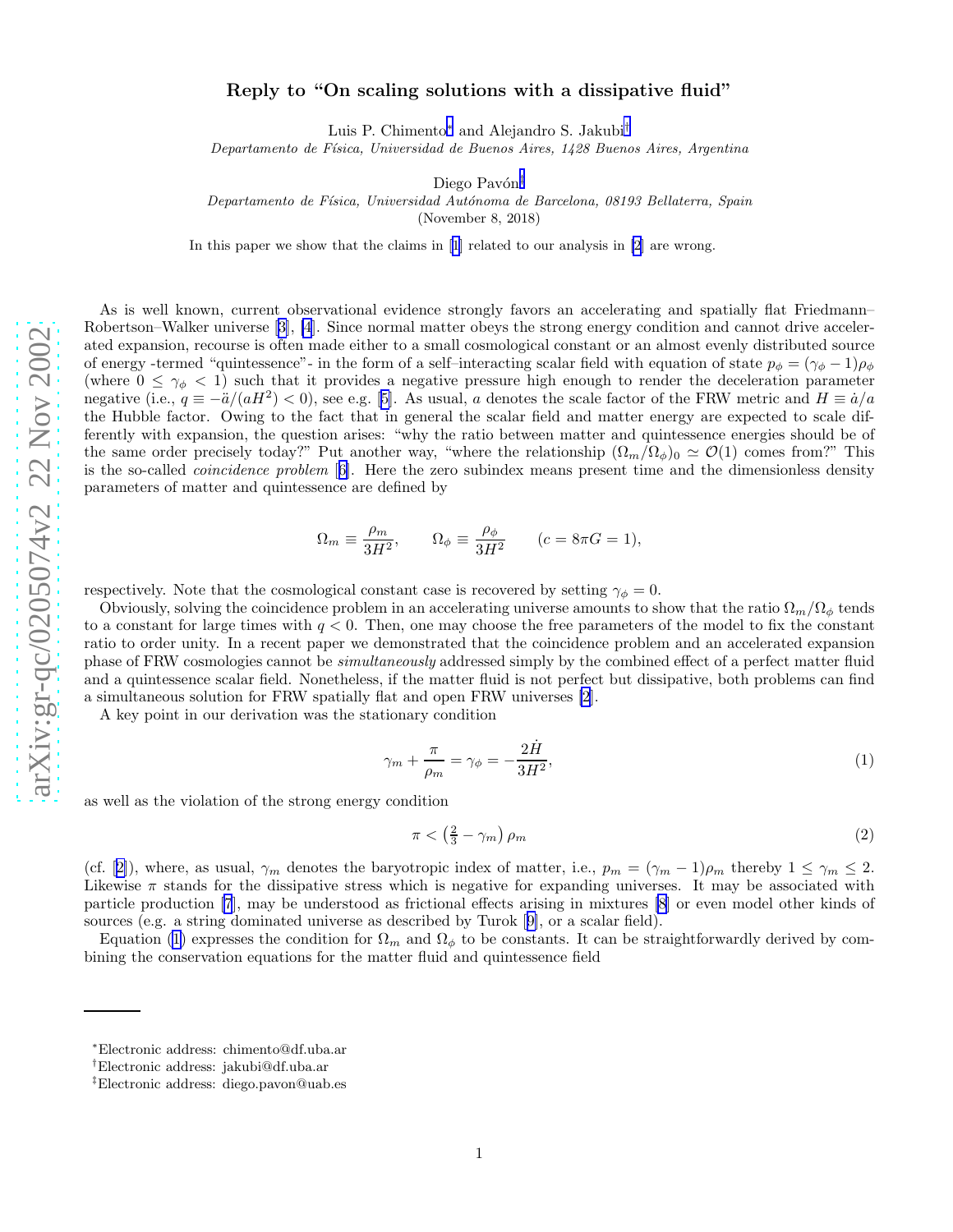# Reply to "On scaling solutions with a dissipative fluid"

Luis P. Chimento[*] and Alejandro S. Jakubi[†]

*Departamento de Física, Universidad de Buenos Aires, 1428 Buenos Aires, Argentina*

Diego Pavón[‡]

*Departamento de Física, Universidad Autónoma de Barcelona, 08193 Bellaterra, Spain*

(November 8, 2018)

In this paper we show that the claims in [1] related to our analysis in [2] are wrong.

As is well known, current observational evidence strongly favors an accelerating and spatially flat Friedmann–Robertson–Walker universe [3], [4]. Since normal matter obeys the strong energy condition and cannot drive accelerated expansion, recourse is often made either to a small cosmological constant or an almost evenly distributed source of energy -termed "quintessence"- in the form of a self–interacting scalar field with equation of state $p_\phi = (\gamma_\phi - 1)\rho_\phi$ (where $0 \leq \gamma_\phi < 1$) such that it provides a negative pressure high enough to render the deceleration parameter negative (i.e., $q \equiv -\ddot{a}/(aH^2) < 0$), see e.g. [5]. As usual, $a$ denotes the scale factor of the FRW metric and $H \equiv \dot{a}/a$ the Hubble factor. Owing to the fact that in general the scalar field and matter energy are expected to scale differently with expansion, the question arises: "why the ratio between matter and quintessence energies should be of the same order precisely today?" Put another way, "where the relationship $(\Omega_m/\Omega_\phi)_0 \simeq \mathcal{O}(1)$ comes from?" This is the so-called *coincidence problem* [6]. Here the zero subindex means present time and the dimensionless density parameters of matter and quintessence are defined by

$$\Omega_m \equiv \frac{\rho_m}{3H^2}, \qquad \Omega_\phi \equiv \frac{\rho_\phi}{3H^2} \qquad (c = 8\pi G = 1),$$

respectively. Note that the cosmological constant case is recovered by setting $\gamma_\phi = 0$.

Obviously, solving the coincidence problem in an accelerating universe amounts to show that the ratio $\Omega_m/\Omega_\phi$ tends to a constant for large times with $q < 0$. Then, one may choose the free parameters of the model to fix the constant ratio to order unity. In a recent paper we demonstrated that the coincidence problem and an accelerated expansion phase of FRW cosmologies cannot be *simultaneously* addressed simply by the combined effect of a perfect matter fluid and a quintessence scalar field. Nonetheless, if the matter fluid is not perfect but dissipative, both problems can find a simultaneous solution for FRW spatially flat and open FRW universes [2].

A key point in our derivation was the stationary condition

$$\gamma_m + \frac{\pi}{\rho_m} = \gamma_\phi = -\frac{2\dot{H}}{3H^2}, \tag{1}$$

as well as the violation of the strong energy condition

$$\pi < \left(\tfrac{2}{3} - \gamma_m\right)\rho_m \tag{2}$$

(cf. [2]), where, as usual, $\gamma_m$ denotes the baryotropic index of matter, i.e., $p_m = (\gamma_m - 1)\rho_m$ thereby $1 \leq \gamma_m \leq 2$. Likewise $\pi$ stands for the dissipative stress which is negative for expanding universes. It may be associated with particle production [7], may be understood as frictional effects arising in mixtures [8] or even model other kinds of sources (e.g. a string dominated universe as described by Turok [9], or a scalar field).

Equation (1) expresses the condition for $\Omega_m$ and $\Omega_\phi$ to be constants. It can be straightforwardly derived by combining the conservation equations for the matter fluid and quintessence field

---

[*] Electronic address: chimento@df.uba.ar

[†] Electronic address: jakubi@df.uba.ar

[‡] Electronic address: diego.pavon@uab.es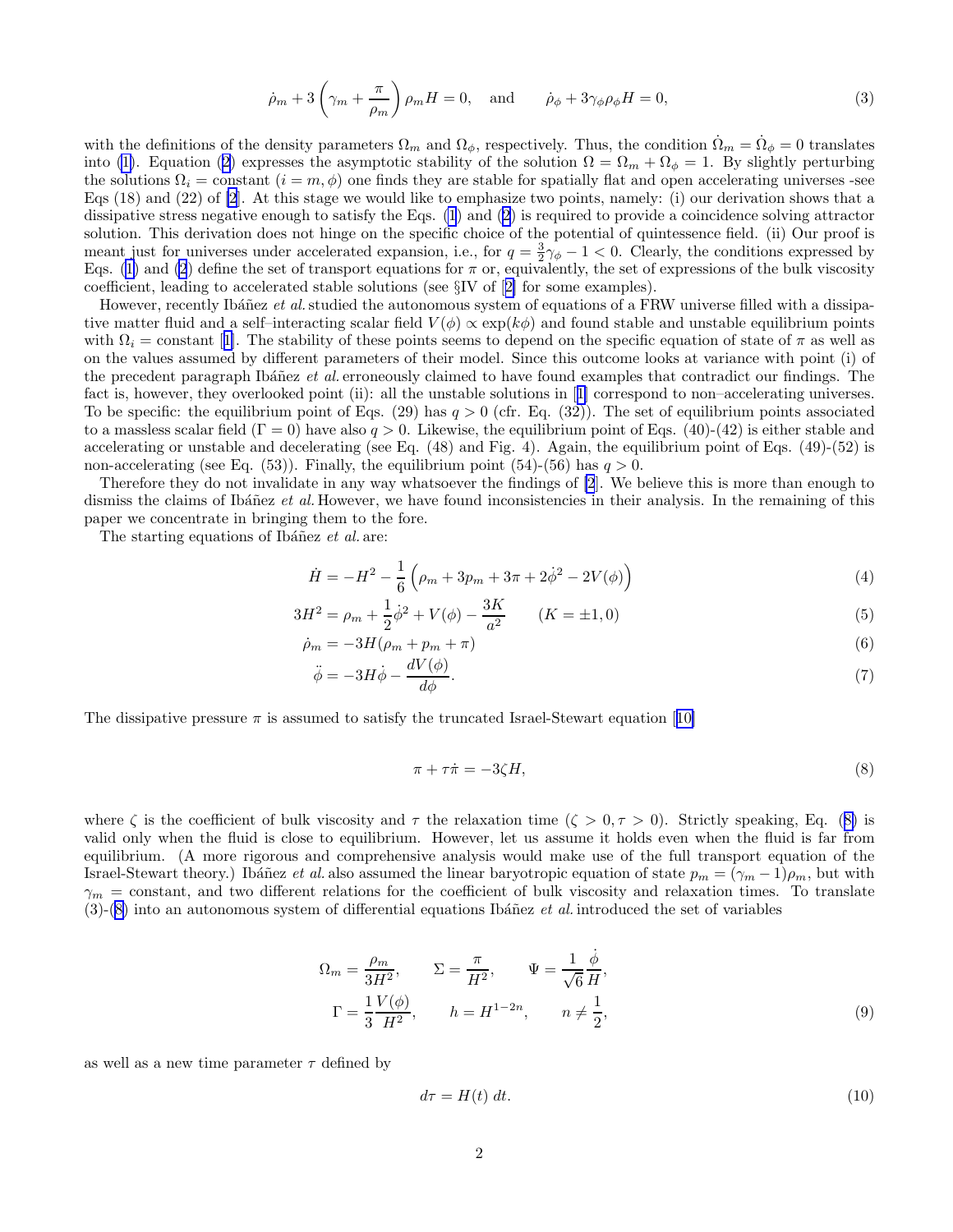$$\dot{\rho}_m + 3\left(\gamma_m + \frac{\pi}{\rho_m}\right)\rho_m H = 0, \quad \text{and} \qquad \dot{\rho}_\phi + 3\gamma_\phi \rho_\phi H = 0, \tag{3}$$

with the definitions of the density parameters $\Omega_m$ and $\Omega_\phi$, respectively. Thus, the condition $\dot{\Omega}_m = \dot{\Omega}_\phi = 0$ translates into (1). Equation (2) expresses the asymptotic stability of the solution $\Omega = \Omega_m + \Omega_\phi = 1$. By slightly perturbing the solutions $\Omega_i =$ constant ($i = m, \phi$) one finds they are stable for spatially flat and open accelerating universes -see Eqs (18) and (22) of [2]. At this stage we would like to emphasize two points, namely: (i) our derivation shows that a dissipative stress negative enough to satisfy the Eqs. (1) and (2) is required to provide a coincidence solving attractor solution. This derivation does not hinge on the specific choice of the potential of quintessence field. (ii) Our proof is meant just for universes under accelerated expansion, i.e., for $q = \frac{3}{2}\gamma_\phi - 1 < 0$. Clearly, the conditions expressed by Eqs. (1) and (2) define the set of transport equations for $\pi$ or, equivalently, the set of expressions of the bulk viscosity coefficient, leading to accelerated stable solutions (see §IV of [2] for some examples).

However, recently Ibáñez *et al.* studied the autonomous system of equations of a FRW universe filled with a dissipative matter fluid and a self–interacting scalar field $V(\phi) \propto \exp(k\phi)$ and found stable and unstable equilibrium points with $\Omega_i =$ constant [1]. The stability of these points seems to depend on the specific equation of state of $\pi$ as well as on the values assumed by different parameters of their model. Since this outcome looks at variance with point (i) of the precedent paragraph Ibáñez *et al.* erroneously claimed to have found examples that contradict our findings. The fact is, however, they overlooked point (ii): all the unstable solutions in [1] correspond to non–accelerating universes. To be specific: the equilibrium point of Eqs. (29) has $q > 0$ (cfr. Eq. (32)). The set of equilibrium points associated to a massless scalar field ($\Gamma = 0$) have also $q > 0$. Likewise, the equilibrium point of Eqs. (40)-(42) is either stable and accelerating or unstable and decelerating (see Eq. (48) and Fig. 4). Again, the equilibrium point of Eqs. (49)-(52) is non-accelerating (see Eq. (53)). Finally, the equilibrium point (54)-(56) has $q > 0$.

Therefore they do not invalidate in any way whatsoever the findings of [2]. We believe this is more than enough to dismiss the claims of Ibáñez *et al.* However, we have found inconsistencies in their analysis. In the remaining of this paper we concentrate in bringing them to the fore.

The starting equations of Ibáñez *et al.* are:

$$\dot{H} = -H^2 - \frac{1}{6}\left(\rho_m + 3p_m + 3\pi + 2\dot{\phi}^2 - 2V(\phi)\right) \tag{4}$$

$$3H^2 = \rho_m + \frac{1}{2}\dot{\phi}^2 + V(\phi) - \frac{3K}{a^2} \qquad (K = \pm 1, 0) \tag{5}$$

$$\dot{\rho}_m = -3H(\rho_m + p_m + \pi) \tag{6}$$

$$\ddot{\phi} = -3H\dot{\phi} - \frac{dV(\phi)}{d\phi}. \tag{7}$$

The dissipative pressure $\pi$ is assumed to satisfy the truncated Israel-Stewart equation [10]

$$\pi + \tau\dot{\pi} = -3\zeta H, \tag{8}$$

where $\zeta$ is the coefficient of bulk viscosity and $\tau$ the relaxation time ($\zeta > 0, \tau > 0$). Strictly speaking, Eq. (8) is valid only when the fluid is close to equilibrium. However, let us assume it holds even when the fluid is far from equilibrium. (A more rigorous and comprehensive analysis would make use of the full transport equation of the Israel-Stewart theory.) Ibáñez *et al.* also assumed the linear baryotropic equation of state $p_m = (\gamma_m - 1)\rho_m$, but with $\gamma_m =$ constant, and two different relations for the coefficient of bulk viscosity and relaxation times. To translate (3)-(8) into an autonomous system of differential equations Ibáñez *et al.* introduced the set of variables

$$\Omega_m = \frac{\rho_m}{3H^2}, \qquad \Sigma = \frac{\pi}{H^2}, \qquad \Psi = \frac{1}{\sqrt{6}}\frac{\dot{\phi}}{H},$$
$$\Gamma = \frac{1}{3}\frac{V(\phi)}{H^2}, \qquad h = H^{1-2n}, \qquad n \neq \frac{1}{2}, \tag{9}$$

as well as a new time parameter $\tau$ defined by

$$d\tau = H(t)\, dt. \tag{10}$$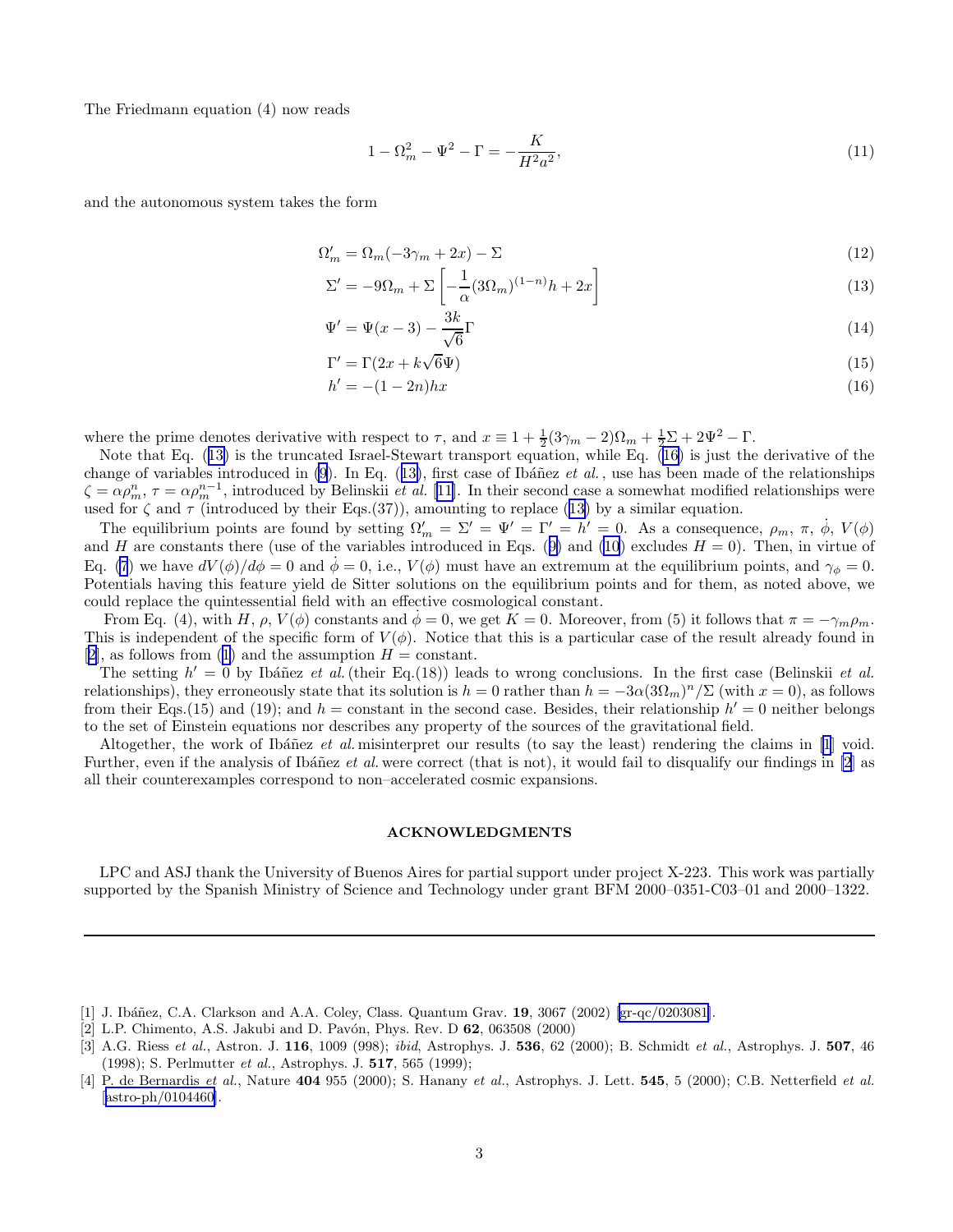The Friedmann equation (4) now reads

$$1 - \Omega_m^2 - \Psi^2 - \Gamma = -\frac{K}{H^2 a^2}, \tag{11}$$

and the autonomous system takes the form

$$\Omega_m' = \Omega_m(-3\gamma_m + 2x) - \Sigma \tag{12}$$

$$\Sigma' = -9\Omega_m + \Sigma\left[-\frac{1}{\alpha}(3\Omega_m)^{(1-n)}h + 2x\right] \tag{13}$$

$$\Psi' = \Psi(x-3) - \frac{3k}{\sqrt{6}}\Gamma \tag{14}$$

$$\Gamma' = \Gamma(2x + k\sqrt{6}\Psi) \tag{15}$$

$$h' = -(1-2n)hx \tag{16}$$

where the prime denotes derivative with respect to $\tau$, and $x \equiv 1 + \frac{1}{2}(3\gamma_m - 2)\Omega_m + \frac{1}{2}\Sigma + 2\Psi^2 - \Gamma$.

Note that Eq. (13) is the truncated Israel-Stewart transport equation, while Eq. (16) is just the derivative of the change of variables introduced in (9). In Eq. (13), first case of Ibáñez *et al.*, use has been made of the relationships $\zeta = \alpha\rho_m^n$, $\tau = \alpha\rho_m^{n-1}$, introduced by Belinskii *et al.* [11]. In their second case a somewhat modified relationships were used for $\zeta$ and $\tau$ (introduced by their Eqs.(37)), amounting to replace (13) by a similar equation.

The equilibrium points are found by setting $\Omega_m' = \Sigma' = \Psi' = \Gamma' = h' = 0$. As a consequence, $\rho_m$, $\pi$, $\dot{\phi}$, $V(\phi)$ and $H$ are constants there (use of the variables introduced in Eqs. (9) and (10) excludes $H = 0$). Then, in virtue of Eq. (7) we have $dV(\phi)/d\phi = 0$ and $\dot{\phi} = 0$, i.e., $V(\phi)$ must have an extremum at the equilibrium points, and $\gamma_\phi = 0$. Potentials having this feature yield de Sitter solutions on the equilibrium points and for them, as noted above, we could replace the quintessential field with an effective cosmological constant.

From Eq. (4), with $H$, $\rho$, $V(\phi)$ constants and $\dot{\phi} = 0$, we get $K = 0$. Moreover, from (5) it follows that $\pi = -\gamma_m \rho_m$. This is independent of the specific form of $V(\phi)$. Notice that this is a particular case of the result already found in [2], as follows from (1) and the assumption $H =$ constant.

The setting $h' = 0$ by Ibáñez *et al.* (their Eq.(18)) leads to wrong conclusions. In the first case (Belinskii *et al.* relationships), they erroneously state that its solution is $h = 0$ rather than $h = -3\alpha(3\Omega_m)^n/\Sigma$ (with $x = 0$), as follows from their Eqs.(15) and (19); and $h =$ constant in the second case. Besides, their relationship $h' = 0$ neither belongs to the set of Einstein equations nor describes any property of the sources of the gravitational field.

Altogether, the work of Ibáñez *et al.* misinterpret our results (to say the least) rendering the claims in [1] void. Further, even if the analysis of Ibáñez *et al.* were correct (that is not), it would fail to disqualify our findings in [2] as all their counterexamples correspond to non–accelerated cosmic expansions.

## ACKNOWLEDGMENTS

LPC and ASJ thank the University of Buenos Aires for partial support under project X-223. This work was partially supported by the Spanish Ministry of Science and Technology under grant BFM 2000–0351-C03–01 and 2000–1322.

---

[1] J. Ibáñez, C.A. Clarkson and A.A. Coley, Class. Quantum Grav. **19**, 3067 (2002) [gr-qc/0203081].

[2] L.P. Chimento, A.S. Jakubi and D. Pavón, Phys. Rev. D **62**, 063508 (2000)

[3] A.G. Riess *et al.*, Astron. J. **116**, 1009 (998); *ibid*, Astrophys. J. **536**, 62 (2000); B. Schmidt *et al.*, Astrophys. J. **507**, 46 (1998); S. Perlmutter *et al.*, Astrophys. J. **517**, 565 (1999);

[4] P. de Bernardis *et al.*, Nature **404** 955 (2000); S. Hanany *et al.*, Astrophys. J. Lett. **545**, 5 (2000); C.B. Netterfield *et al.* [astro-ph/0104460].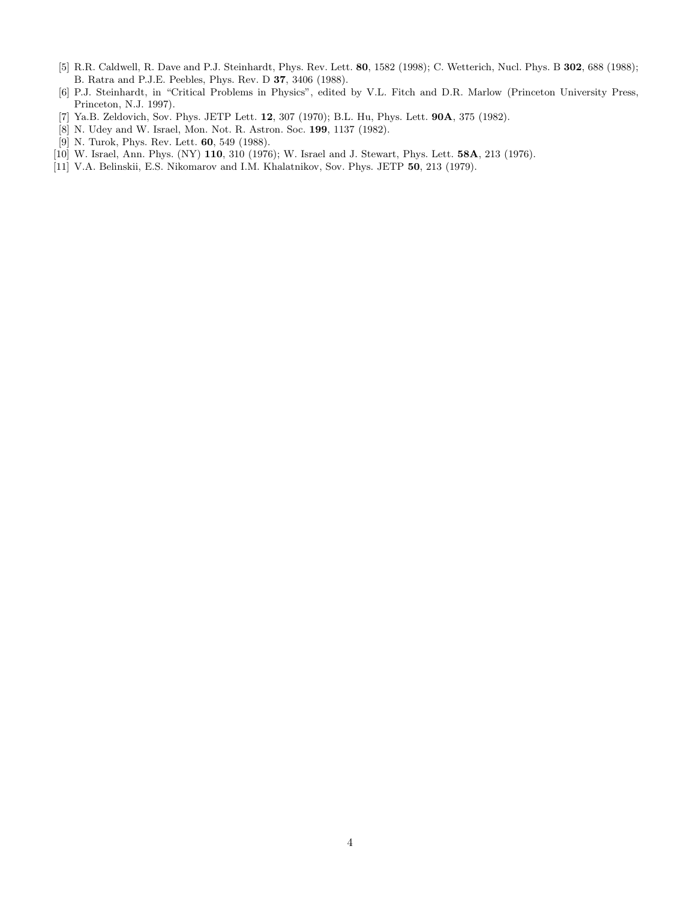[5] R.R. Caldwell, R. Dave and P.J. Steinhardt, Phys. Rev. Lett. **80**, 1582 (1998); C. Wetterich, Nucl. Phys. B **302**, 688 (1988); B. Ratra and P.J.E. Peebles, Phys. Rev. D **37**, 3406 (1988).

[6] P.J. Steinhardt, in "Critical Problems in Physics", edited by V.L. Fitch and D.R. Marlow (Princeton University Press, Princeton, N.J. 1997).

[7] Ya.B. Zeldovich, Sov. Phys. JETP Lett. **12**, 307 (1970); B.L. Hu, Phys. Lett. **90A**, 375 (1982).

[8] N. Udey and W. Israel, Mon. Not. R. Astron. Soc. **199**, 1137 (1982).

[9] N. Turok, Phys. Rev. Lett. **60**, 549 (1988).

[10] W. Israel, Ann. Phys. (NY) **110**, 310 (1976); W. Israel and J. Stewart, Phys. Lett. **58A**, 213 (1976).

[11] V.A. Belinskii, E.S. Nikomarov and I.M. Khalatnikov, Sov. Phys. JETP **50**, 213 (1979).